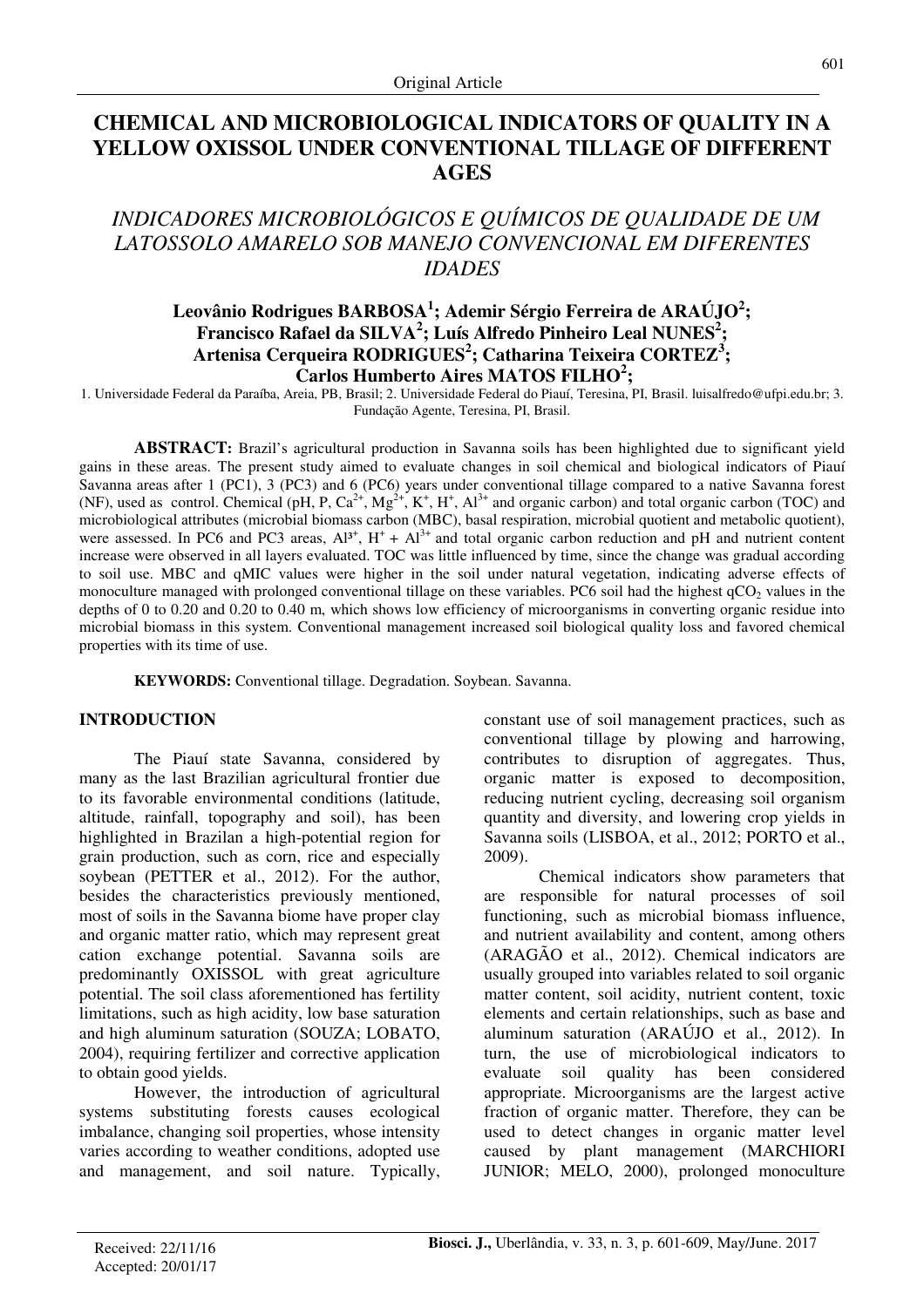Original Article

# CHEMICAL AND MICROBIOLOGICAL INDICATORS OF QUALITY IN A YELLOW OXISSOL UNDER CONVENTIONAL TILLAGE OF DIFFERENT AGES

## *INDICADORES MICROBIOLÓGICOS E QUÍMICOS DE QUALIDADE DE UM LATOSSOLO AMARELO SOB MANEJO CONVENCIONAL EM DIFERENTES IDADES*

**Leovânio Rodrigues BARBOSA[1]; Ademir Sérgio Ferreira de ARAÚJO[2]; Francisco Rafael da SILVA[2]; Luís Alfredo Pinheiro Leal NUNES[2]; Artenisa Cerqueira RODRIGUES[2]; Catharina Teixeira CORTEZ[3]; Carlos Humberto Aires MATOS FILHO[2];**

1. Universidade Federal da Paraíba, Areia, PB, Brasil; 2. Universidade Federal do Piauí, Teresina, PI, Brasil. luisalfredo@ufpi.edu.br; 3. Fundação Agente, Teresina, PI, Brasil.

**ABSTRACT:** Brazil's agricultural production in Savanna soils has been highlighted due to significant yield gains in these areas. The present study aimed to evaluate changes in soil chemical and biological indicators of Piauí Savanna areas after 1 (PC1), 3 (PC3) and 6 (PC6) years under conventional tillage compared to a native Savanna forest (NF), used as control. Chemical (pH, P, $Ca^{2+}$, $Mg^{2+}$, $K^{+}$, $H^{+}$, $Al^{3+}$ and organic carbon) and total organic carbon (TOC) and microbiological attributes (microbial biomass carbon (MBC), basal respiration, microbial quotient and metabolic quotient), were assessed. In PC6 and PC3 areas, $Al^{3+}$, $H^{+}$ + $Al^{3+}$ and total organic carbon reduction and pH and nutrient content increase were observed in all layers evaluated. TOC was little influenced by time, since the change was gradual according to soil use. MBC and qMIC values were higher in the soil under natural vegetation, indicating adverse effects of monoculture managed with prolonged conventional tillage on these variables. PC6 soil had the highest $qCO_2$ values in the depths of 0 to 0.20 and 0.20 to 0.40 m, which shows low efficiency of microorganisms in converting organic residue into microbial biomass in this system. Conventional management increased soil biological quality loss and favored chemical properties with its time of use.

**KEYWORDS:** Conventional tillage. Degradation. Soybean. Savanna.

## INTRODUCTION

The Piauí state Savanna, considered by many as the last Brazilian agricultural frontier due to its favorable environmental conditions (latitude, altitude, rainfall, topography and soil), has been highlighted in Brazilan a high-potential region for grain production, such as corn, rice and especially soybean (PETTER et al., 2012). For the author, besides the characteristics previously mentioned, most of soils in the Savanna biome have proper clay and organic matter ratio, which may represent great cation exchange potential. Savanna soils are predominantly OXISSOL with great agriculture potential. The soil class aforementioned has fertility limitations, such as high acidity, low base saturation and high aluminum saturation (SOUZA; LOBATO, 2004), requiring fertilizer and corrective application to obtain good yields.

However, the introduction of agricultural systems substituting forests causes ecological imbalance, changing soil properties, whose intensity varies according to weather conditions, adopted use and management, and soil nature. Typically, constant use of soil management practices, such as conventional tillage by plowing and harrowing, contributes to disruption of aggregates. Thus, organic matter is exposed to decomposition, reducing nutrient cycling, decreasing soil organism quantity and diversity, and lowering crop yields in Savanna soils (LISBOA, et al., 2012; PORTO et al., 2009).

Chemical indicators show parameters that are responsible for natural processes of soil functioning, such as microbial biomass influence, and nutrient availability and content, among others (ARAGÃO et al., 2012). Chemical indicators are usually grouped into variables related to soil organic matter content, soil acidity, nutrient content, toxic elements and certain relationships, such as base and aluminum saturation (ARAÚJO et al., 2012). In turn, the use of microbiological indicators to evaluate soil quality has been considered appropriate. Microorganisms are the largest active fraction of organic matter. Therefore, they can be used to detect changes in organic matter level caused by plant management (MARCHIORI JUNIOR; MELO, 2000), prolonged monoculture

Received: 22/11/16
Accepted: 20/01/17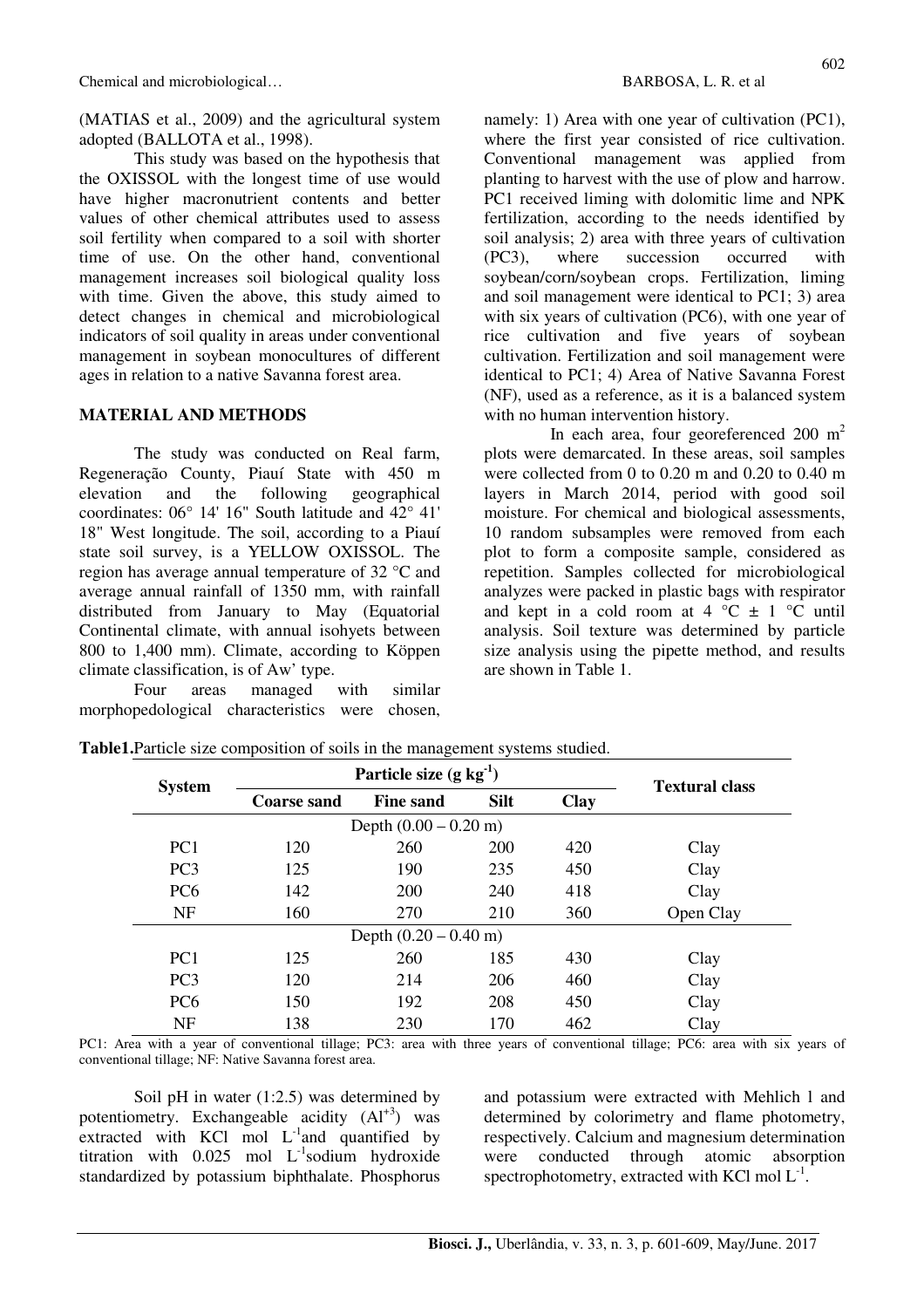(MATIAS et al., 2009) and the agricultural system adopted (BALLOTA et al., 1998).

This study was based on the hypothesis that the OXISSOL with the longest time of use would have higher macronutrient contents and better values of other chemical attributes used to assess soil fertility when compared to a soil with shorter time of use. On the other hand, conventional management increases soil biological quality loss with time. Given the above, this study aimed to detect changes in chemical and microbiological indicators of soil quality in areas under conventional management in soybean monocultures of different ages in relation to a native Savanna forest area.

## MATERIAL AND METHODS

The study was conducted on Real farm, Regeneração County, Piauí State with 450 m elevation and the following geographical coordinates: 06° 14' 16" South latitude and 42° 41' 18" West longitude. The soil, according to a Piauí state soil survey, is a YELLOW OXISSOL. The region has average annual temperature of 32 °C and average annual rainfall of 1350 mm, with rainfall distributed from January to May (Equatorial Continental climate, with annual isohyets between 800 to 1,400 mm). Climate, according to Köppen climate classification, is of Aw' type.

Four areas managed with similar morphopedological characteristics were chosen, namely: 1) Area with one year of cultivation (PC1), where the first year consisted of rice cultivation. Conventional management was applied from planting to harvest with the use of plow and harrow. PC1 received liming with dolomitic lime and NPK fertilization, according to the needs identified by soil analysis; 2) area with three years of cultivation (PC3), where succession occurred with soybean/corn/soybean crops. Fertilization, liming and soil management were identical to PC1; 3) area with six years of cultivation (PC6), with one year of rice cultivation and five years of soybean cultivation. Fertilization and soil management were identical to PC1; 4) Area of Native Savanna Forest (NF), used as a reference, as it is a balanced system with no human intervention history.

In each area, four georeferenced 200 $m^2$ plots were demarcated. In these areas, soil samples were collected from 0 to 0.20 m and 0.20 to 0.40 m layers in March 2014, period with good soil moisture. For chemical and biological assessments, 10 random subsamples were removed from each plot to form a composite sample, considered as repetition. Samples collected for microbiological analyzes were packed in plastic bags with respirator and kept in a cold room at 4 °C ± 1 °C until analysis. Soil texture was determined by particle size analysis using the pipette method, and results are shown in Table 1.

**Table1.**Particle size composition of soils in the management systems studied.

| System | Particle size (g $kg^{-1}$) | | | | Textural class |
|---|---|---|---|---|---|
| | Coarse sand | Fine sand | Silt | Clay | |
| | | Depth (0.00 – 0.20 m) | | | |
| PC1 | 120 | 260 | 200 | 420 | Clay |
| PC3 | 125 | 190 | 235 | 450 | Clay |
| PC6 | 142 | 200 | 240 | 418 | Clay |
| NF | 160 | 270 | 210 | 360 | Open Clay |
| | | Depth (0.20 – 0.40 m) | | | |
| PC1 | 125 | 260 | 185 | 430 | Clay |
| PC3 | 120 | 214 | 206 | 460 | Clay |
| PC6 | 150 | 192 | 208 | 450 | Clay |
| NF | 138 | 230 | 170 | 462 | Clay |

PC1: Area with a year of conventional tillage; PC3: area with three years of conventional tillage; PC6: area with six years of conventional tillage; NF: Native Savanna forest area.

Soil pH in water (1:2.5) was determined by potentiometry. Exchangeable acidity ($Al^{+3}$) was extracted with KCl mol $L^{-1}$and quantified by titration with 0.025 mol $L^{-1}$sodium hydroxide standardized by potassium biphthalate. Phosphorus and potassium were extracted with Mehlich 1 and determined by colorimetry and flame photometry, respectively. Calcium and magnesium determination were conducted through atomic absorption spectrophotometry, extracted with KCl mol $L^{-1}$.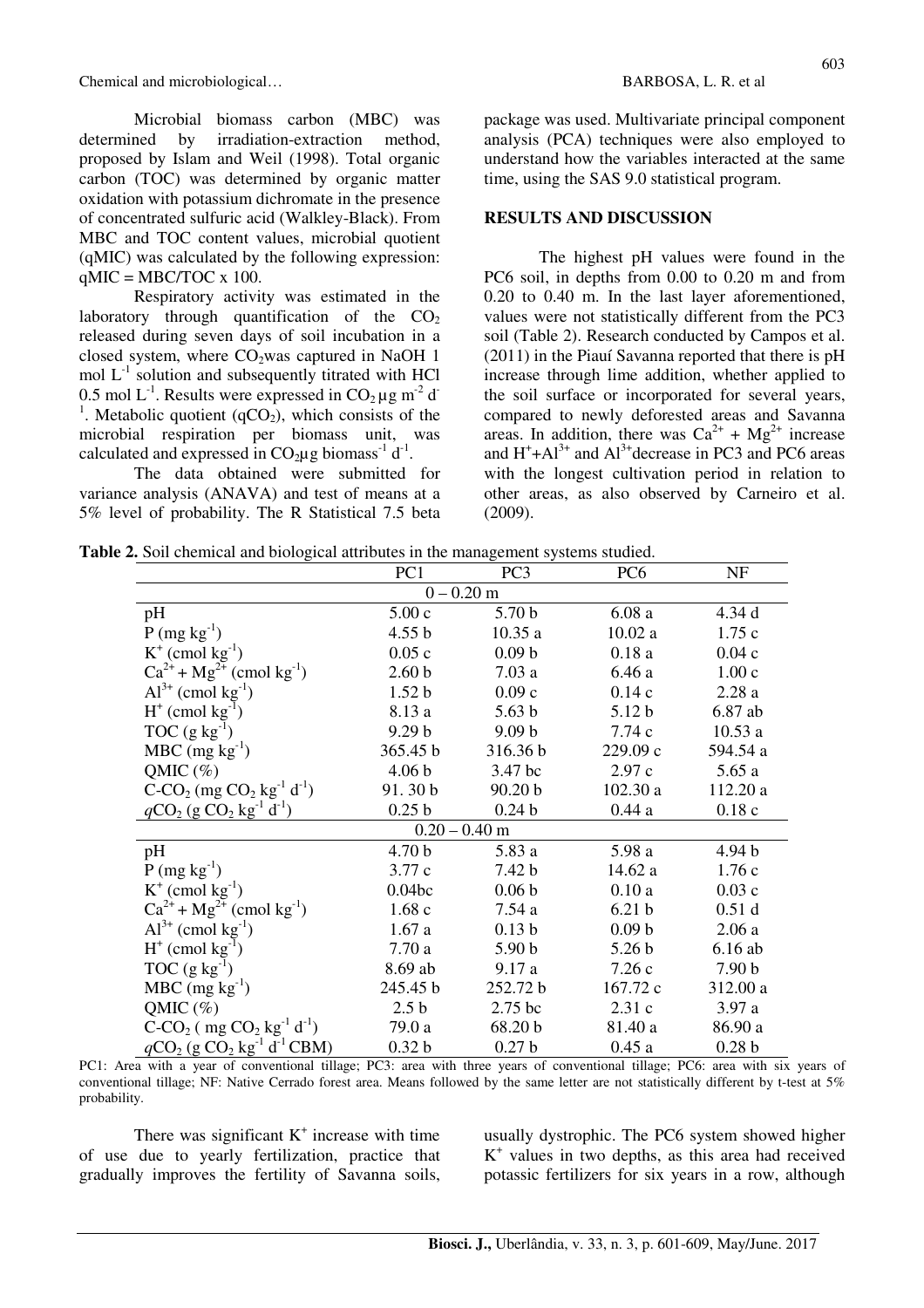Microbial biomass carbon (MBC) was determined by irradiation-extraction method, proposed by Islam and Weil (1998). Total organic carbon (TOC) was determined by organic matter oxidation with potassium dichromate in the presence of concentrated sulfuric acid (Walkley-Black). From MBC and TOC content values, microbial quotient (qMIC) was calculated by the following expression: qMIC = MBC/TOC x 100.

Respiratory activity was estimated in the laboratory through quantification of the $CO_2$ released during seven days of soil incubation in a closed system, where $CO_2$ was captured in NaOH 1 mol $L^{-1}$ solution and subsequently titrated with HCl 0.5 mol $L^{-1}$. Results were expressed in $CO_2$ µg $m^{-2}$ $d^{-1}$. Metabolic quotient ($qCO_2$), which consists of the microbial respiration per biomass unit, was calculated and expressed in $CO_2$µg biomass$^{-1}$ $d^{-1}$.

The data obtained were submitted for variance analysis (ANAVA) and test of means at a 5% level of probability. The R Statistical 7.5 beta package was used. Multivariate principal component analysis (PCA) techniques were also employed to understand how the variables interacted at the same time, using the SAS 9.0 statistical program.

## RESULTS AND DISCUSSION

The highest pH values were found in the PC6 soil, in depths from 0.00 to 0.20 m and from 0.20 to 0.40 m. In the last layer aforementioned, values were not statistically different from the PC3 soil (Table 2). Research conducted by Campos et al. (2011) in the Piauí Savanna reported that there is pH increase through lime addition, whether applied to the soil surface or incorporated for several years, compared to newly deforested areas and Savanna areas. In addition, there was $Ca^{2+}$ + $Mg^{2+}$ increase and $H^{+}$+$Al^{3+}$ and $Al^{3+}$decrease in PC3 and PC6 areas with the longest cultivation period in relation to other areas, as also observed by Carneiro et al. (2009).

**Table 2.** Soil chemical and biological attributes in the management systems studied.

| | PC1 | PC3 | PC6 | NF |
|---|---|---|---|---|
| | | 0 – 0.20 m | | |
| pH | 5.00 c | 5.70 b | 6.08 a | 4.34 d |
| P (mg $kg^{-1}$) | 4.55 b | 10.35 a | 10.02 a | 1.75 c |
| $K^{+}$ (cmol $kg^{-1}$) | 0.05 c | 0.09 b | 0.18 a | 0.04 c |
| $Ca^{2+}$ + $Mg^{2+}$ (cmol $kg^{-1}$) | 2.60 b | 7.03 a | 6.46 a | 1.00 c |
| $Al^{3+}$ (cmol $kg^{-1}$) | 1.52 b | 0.09 c | 0.14 c | 2.28 a |
| $H^{+}$ (cmol $kg^{-1}$) | 8.13 a | 5.63 b | 5.12 b | 6.87 ab |
| TOC (g $kg^{-1}$) | 9.29 b | 9.09 b | 7.74 c | 10.53 a |
| MBC (mg $kg^{-1}$) | 365.45 b | 316.36 b | 229.09 c | 594.54 a |
| QMIC (%) | 4.06 b | 3.47 bc | 2.97 c | 5.65 a |
| C-$CO_2$ (mg $CO_2$ $kg^{-1}$ $d^{-1}$) | 91. 30 b | 90.20 b | 102.30 a | 112.20 a |
| *q*$CO_2$ (g $CO_2$ $kg^{-1}$ $d^{-1}$) | 0.25 b | 0.24 b | 0.44 a | 0.18 c |
| | | 0.20 – 0.40 m | | |
| pH | 4.70 b | 5.83 a | 5.98 a | 4.94 b |
| P (mg $kg^{-1}$) | 3.77 c | 7.42 b | 14.62 a | 1.76 c |
| $K^{+}$ (cmol $kg^{-1}$) | 0.04bc | 0.06 b | 0.10 a | 0.03 c |
| $Ca^{2+}$ + $Mg^{2+}$ (cmol $kg^{-1}$) | 1.68 c | 7.54 a | 6.21 b | 0.51 d |
| $Al^{3+}$ (cmol $kg^{-1}$) | 1.67 a | 0.13 b | 0.09 b | 2.06 a |
| $H^{+}$ (cmol $kg^{-1}$) | 7.70 a | 5.90 b | 5.26 b | 6.16 ab |
| TOC (g $kg^{-1}$) | 8.69 ab | 9.17 a | 7.26 c | 7.90 b |
| MBC (mg $kg^{-1}$) | 245.45 b | 252.72 b | 167.72 c | 312.00 a |
| QMIC (%) | 2.5 b | 2.75 bc | 2.31 c | 3.97 a |
| C-$CO_2$ ( mg $CO_2$ $kg^{-1}$ $d^{-1}$) | 79.0 a | 68.20 b | 81.40 a | 86.90 a |
| *q*$CO_2$ (g $CO_2$ $kg^{-1}$ $d^{-1}$ CBM) | 0.32 b | 0.27 b | 0.45 a | 0.28 b |

PC1: Area with a year of conventional tillage; PC3: area with three years of conventional tillage; PC6: area with six years of conventional tillage; NF: Native Cerrado forest area. Means followed by the same letter are not statistically different by t-test at 5% probability.

There was significant $K^{+}$ increase with time of use due to yearly fertilization, practice that gradually improves the fertility of Savanna soils, usually dystrophic. The PC6 system showed higher $K^{+}$ values in two depths, as this area had received potassic fertilizers for six years in a row, although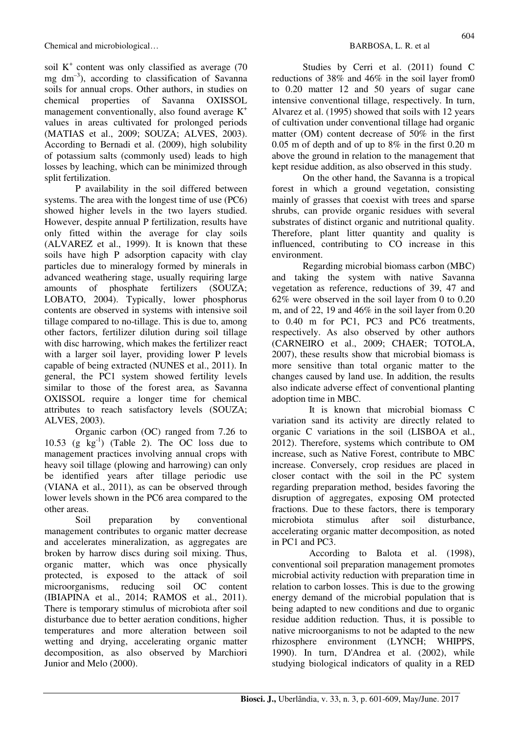soil $K^+$ content was only classified as average (70 mg $dm^{-3}$), according to classification of Savanna soils for annual crops. Other authors, in studies on chemical properties of Savanna OXISSOL management conventionally, also found average $K^+$ values in areas cultivated for prolonged periods (MATIAS et al., 2009; SOUZA; ALVES, 2003). According to Bernadi et al. (2009), high solubility of potassium salts (commonly used) leads to high losses by leaching, which can be minimized through split fertilization.

P availability in the soil differed between systems. The area with the longest time of use (PC6) showed higher levels in the two layers studied. However, despite annual P fertilization, results have only fitted within the average for clay soils (ALVAREZ et al., 1999). It is known that these soils have high P adsorption capacity with clay particles due to mineralogy formed by minerals in advanced weathering stage, usually requiring large amounts of phosphate fertilizers (SOUZA; LOBATO, 2004). Typically, lower phosphorus contents are observed in systems with intensive soil tillage compared to no-tillage. This is due to, among other factors, fertilizer dilution during soil tillage with disc harrowing, which makes the fertilizer react with a larger soil layer, providing lower P levels capable of being extracted (NUNES et al., 2011). In general, the PC1 system showed fertility levels similar to those of the forest area, as Savanna OXISSOL require a longer time for chemical attributes to reach satisfactory levels (SOUZA; ALVES, 2003).

Organic carbon (OC) ranged from 7.26 to 10.53 (g $kg^{-1}$) (Table 2). The OC loss due to management practices involving annual crops with heavy soil tillage (plowing and harrowing) can only be identified years after tillage periodic use (VIANA et al., 2011), as can be observed through lower levels shown in the PC6 area compared to the other areas.

Soil preparation by conventional management contributes to organic matter decrease and accelerates mineralization, as aggregates are broken by harrow discs during soil mixing. Thus, organic matter, which was once physically protected, is exposed to the attack of soil microorganisms, reducing soil OC content (IBIAPINA et al., 2014; RAMOS et al., 2011). There is temporary stimulus of microbiota after soil disturbance due to better aeration conditions, higher temperatures and more alteration between soil wetting and drying, accelerating organic matter decomposition, as also observed by Marchiori Junior and Melo (2000).

Studies by Cerri et al. (2011) found C reductions of 38% and 46% in the soil layer from0 to 0.20 matter 12 and 50 years of sugar cane intensive conventional tillage, respectively. In turn, Alvarez et al. (1995) showed that soils with 12 years of cultivation under conventional tillage had organic matter (OM) content decrease of 50% in the first 0.05 m of depth and of up to 8% in the first 0.20 m above the ground in relation to the management that kept residue addition, as also observed in this study.

On the other hand, the Savanna is a tropical forest in which a ground vegetation, consisting mainly of grasses that coexist with trees and sparse shrubs, can provide organic residues with several substrates of distinct organic and nutritional quality. Therefore, plant litter quantity and quality is influenced, contributing to CO increase in this environment.

Regarding microbial biomass carbon (MBC) and taking the system with native Savanna vegetation as reference, reductions of 39, 47 and 62% were observed in the soil layer from 0 to 0.20 m, and of 22, 19 and 46% in the soil layer from 0.20 to 0.40 m for PC1, PC3 and PC6 treatments, respectively. As also observed by other authors (CARNEIRO et al., 2009; CHAER; TOTOLA, 2007), these results show that microbial biomass is more sensitive than total organic matter to the changes caused by land use. In addition, the results also indicate adverse effect of conventional planting adoption time in MBC.

It is known that microbial biomass C variation sand its activity are directly related to organic C variations in the soil (LISBOA et al., 2012). Therefore, systems which contribute to OM increase, such as Native Forest, contribute to MBC increase. Conversely, crop residues are placed in closer contact with the soil in the PC system regarding preparation method, besides favoring the disruption of aggregates, exposing OM protected fractions. Due to these factors, there is temporary microbiota stimulus after soil disturbance, accelerating organic matter decomposition, as noted in PC1 and PC3.

According to Balota et al. (1998), conventional soil preparation management promotes microbial activity reduction with preparation time in relation to carbon losses. This is due to the growing energy demand of the microbial population that is being adapted to new conditions and due to organic residue addition reduction. Thus, it is possible to native microorganisms to not be adapted to the new rhizosphere environment (LYNCH; WHIPPS, 1990). In turn, D'Andrea et al. (2002), while studying biological indicators of quality in a RED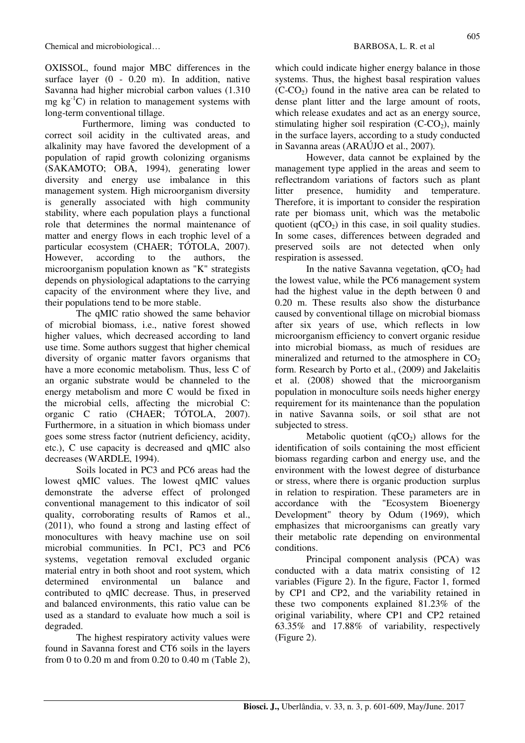OXISSOL, found major MBC differences in the surface layer (0 - 0.20 m). In addition, native Savanna had higher microbial carbon values (1.310 mg $kg^{-1}$C) in relation to management systems with long-term conventional tillage.

Furthermore, liming was conducted to correct soil acidity in the cultivated areas, and alkalinity may have favored the development of a population of rapid growth colonizing organisms (SAKAMOTO; OBA, 1994), generating lower diversity and energy use imbalance in this management system. High microorganism diversity is generally associated with high community stability, where each population plays a functional role that determines the normal maintenance of matter and energy flows in each trophic level of a particular ecosystem (CHAER; TÓTOLA, 2007). However, according to the authors, the microorganism population known as "K" strategists depends on physiological adaptations to the carrying capacity of the environment where they live, and their populations tend to be more stable.

The qMIC ratio showed the same behavior of microbial biomass, i.e., native forest showed higher values, which decreased according to land use time. Some authors suggest that higher chemical diversity of organic matter favors organisms that have a more economic metabolism. Thus, less C of an organic substrate would be channeled to the energy metabolism and more C would be fixed in the microbial cells, affecting the microbial C: organic C ratio (CHAER; TÓTOLA, 2007). Furthermore, in a situation in which biomass under goes some stress factor (nutrient deficiency, acidity, etc.), C use capacity is decreased and qMIC also decreases (WARDLE, 1994).

Soils located in PC3 and PC6 areas had the lowest qMIC values. The lowest qMIC values demonstrate the adverse effect of prolonged conventional management to this indicator of soil quality, corroborating results of Ramos et al., (2011), who found a strong and lasting effect of monocultures with heavy machine use on soil microbial communities. In PC1, PC3 and PC6 systems, vegetation removal excluded organic material entry in both shoot and root system, which determined environmental un balance and contributed to qMIC decrease. Thus, in preserved and balanced environments, this ratio value can be used as a standard to evaluate how much a soil is degraded.

The highest respiratory activity values were found in Savanna forest and CT6 soils in the layers from 0 to 0.20 m and from 0.20 to 0.40 m (Table 2), which could indicate higher energy balance in those systems. Thus, the highest basal respiration values (C-$CO_2$) found in the native area can be related to dense plant litter and the large amount of roots, which release exudates and act as an energy source, stimulating higher soil respiration (C-$CO_2$), mainly in the surface layers, according to a study conducted in Savanna areas (ARAÚJO et al., 2007).

However, data cannot be explained by the management type applied in the areas and seem to reflectrandom variations of factors such as plant litter presence, humidity and temperature. Therefore, it is important to consider the respiration rate per biomass unit, which was the metabolic quotient ($qCO_2$) in this case, in soil quality studies. In some cases, differences between degraded and preserved soils are not detected when only respiration is assessed.

In the native Savanna vegetation, $qCO_2$ had the lowest value, while the PC6 management system had the highest value in the depth between 0 and 0.20 m. These results also show the disturbance caused by conventional tillage on microbial biomass after six years of use, which reflects in low microorganism efficiency to convert organic residue into microbial biomass, as much of residues are mineralized and returned to the atmosphere in $CO_2$ form. Research by Porto et al., (2009) and Jakelaitis et al. (2008) showed that the microorganism population in monoculture soils needs higher energy requirement for its maintenance than the population in native Savanna soils, or soil sthat are not subjected to stress.

Metabolic quotient ($qCO_2$) allows for the identification of soils containing the most efficient biomass regarding carbon and energy use, and the environment with the lowest degree of disturbance or stress, where there is organic production surplus in relation to respiration. These parameters are in accordance with the "Ecosystem Bioenergy Development" theory by Odum (1969), which emphasizes that microorganisms can greatly vary their metabolic rate depending on environmental conditions.

Principal component analysis (PCA) was conducted with a data matrix consisting of 12 variables (Figure 2). In the figure, Factor 1, formed by CP1 and CP2, and the variability retained in these two components explained 81.23% of the original variability, where CP1 and CP2 retained 63.35% and 17.88% of variability, respectively (Figure 2).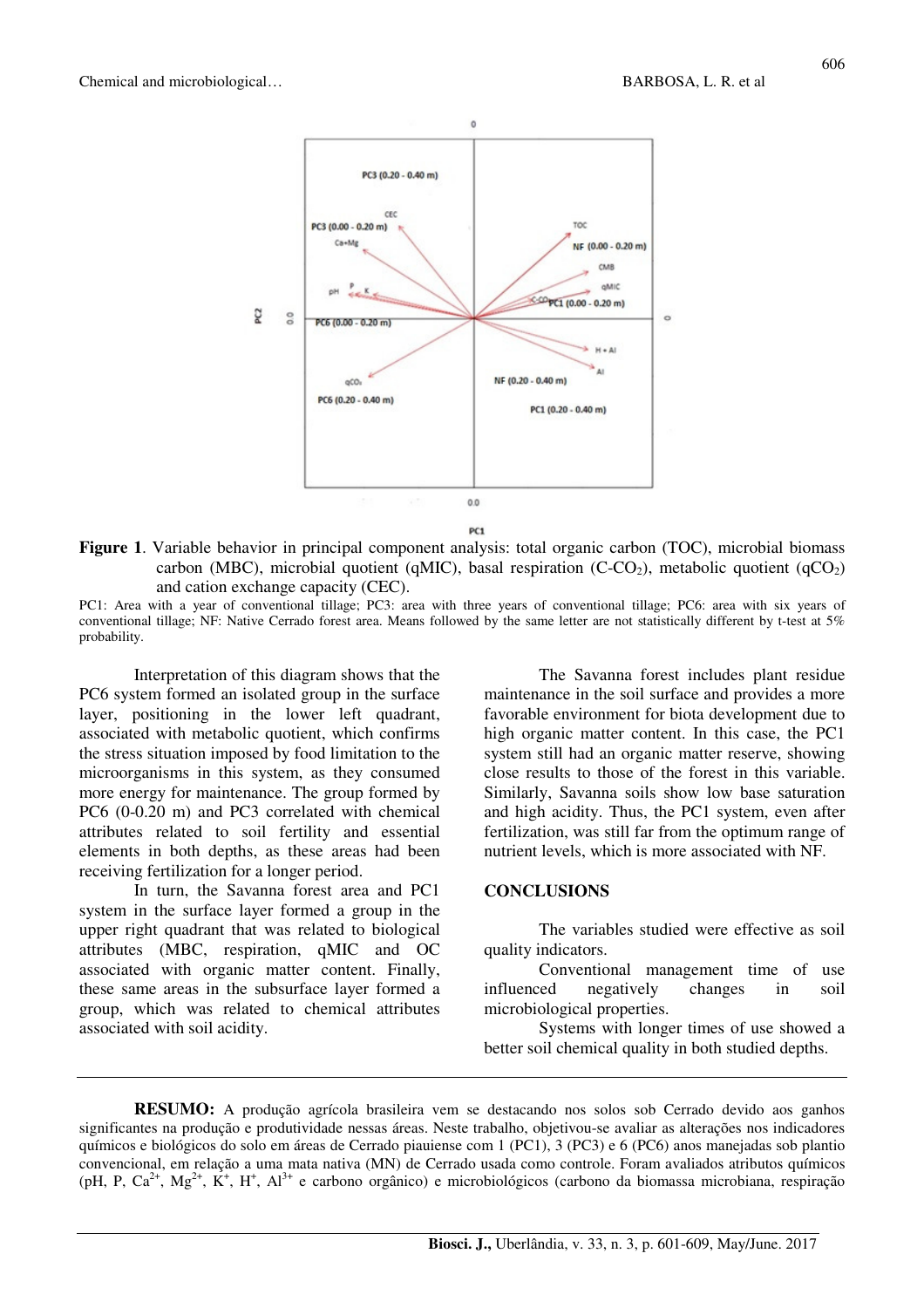**Figure 1**. Variable behavior in principal component analysis: total organic carbon (TOC), microbial biomass carbon (MBC), microbial quotient (qMIC), basal respiration ($C\text{-}CO_2$), metabolic quotient ($qCO_2$) and cation exchange capacity (CEC).

PC1: Area with a year of conventional tillage; PC3: area with three years of conventional tillage; PC6: area with six years of conventional tillage; NF: Native Cerrado forest area. Means followed by the same letter are not statistically different by t-test at 5% probability.

Interpretation of this diagram shows that the PC6 system formed an isolated group in the surface layer, positioning in the lower left quadrant, associated with metabolic quotient, which confirms the stress situation imposed by food limitation to the microorganisms in this system, as they consumed more energy for maintenance. The group formed by PC6 (0-0.20 m) and PC3 correlated with chemical attributes related to soil fertility and essential elements in both depths, as these areas had been receiving fertilization for a longer period.

In turn, the Savanna forest area and PC1 system in the surface layer formed a group in the upper right quadrant that was related to biological attributes (MBC, respiration, qMIC and OC associated with organic matter content. Finally, these same areas in the subsurface layer formed a group, which was related to chemical attributes associated with soil acidity.

The Savanna forest includes plant residue maintenance in the soil surface and provides a more favorable environment for biota development due to high organic matter content. In this case, the PC1 system still had an organic matter reserve, showing close results to those of the forest in this variable. Similarly, Savanna soils show low base saturation and high acidity. Thus, the PC1 system, even after fertilization, was still far from the optimum range of nutrient levels, which is more associated with NF.

## CONCLUSIONS

The variables studied were effective as soil quality indicators.

Conventional management time of use influenced negatively changes in soil microbiological properties.

Systems with longer times of use showed a better soil chemical quality in both studied depths.

---

**RESUMO:** A produção agrícola brasileira vem se destacando nos solos sob Cerrado devido aos ganhos significantes na produção e produtividade nessas áreas. Neste trabalho, objetivou-se avaliar as alterações nos indicadores químicos e biológicos do solo em áreas de Cerrado piauiense com 1 (PC1), 3 (PC3) e 6 (PC6) anos manejadas sob plantio convencional, em relação a uma mata nativa (MN) de Cerrado usada como controle. Foram avaliados atributos químicos (pH, P, $Ca^{2+}$, $Mg^{2+}$, $K^{+}$, $H^{+}$, $Al^{3+}$ e carbono orgânico) e microbiológicos (carbono da biomassa microbiana, respiração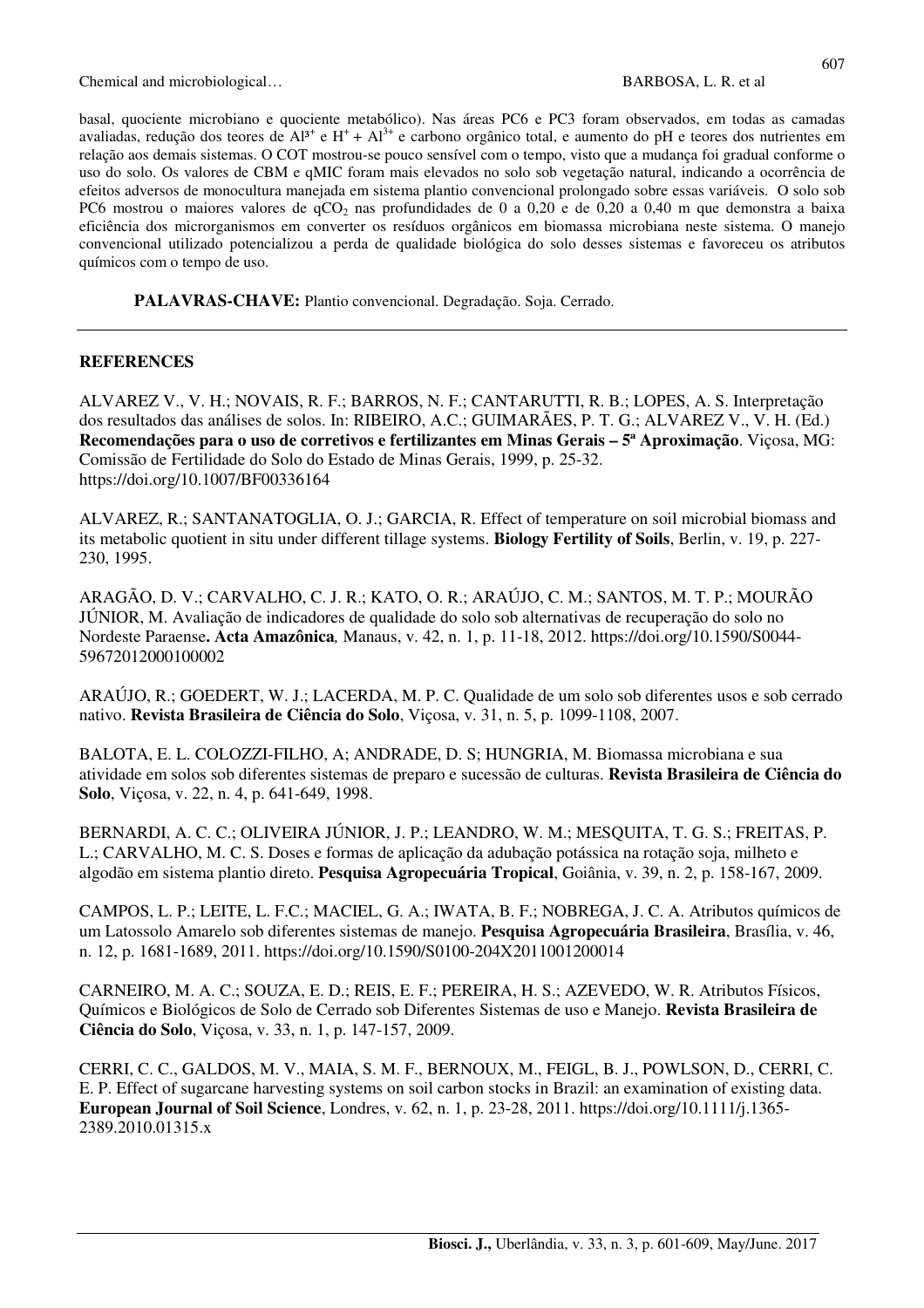basal, quociente microbiano e quociente metabólico). Nas áreas PC6 e PC3 foram observados, em todas as camadas avaliadas, redução dos teores de $Al^{3+}$ e $H^{+} + Al^{3+}$ e carbono orgânico total, e aumento do pH e teores dos nutrientes em relação aos demais sistemas. O COT mostrou-se pouco sensível com o tempo, visto que a mudança foi gradual conforme o uso do solo. Os valores de CBM e qMIC foram mais elevados no solo sob vegetação natural, indicando a ocorrência de efeitos adversos de monocultura manejada em sistema plantio convencional prolongado sobre essas variáveis. O solo sob PC6 mostrou o maiores valores de $qCO_2$ nas profundidades de 0 a 0,20 e de 0,20 a 0,40 m que demonstra a baixa eficiência dos microrganismos em converter os resíduos orgânicos em biomassa microbiana neste sistema. O manejo convencional utilizado potencializou a perda de qualidade biológica do solo desses sistemas e favoreceu os atributos químicos com o tempo de uso.

**PALAVRAS-CHAVE:** Plantio convencional. Degradação. Soja. Cerrado.

## REFERENCES

ALVAREZ V., V. H.; NOVAIS, R. F.; BARROS, N. F.; CANTARUTTI, R. B.; LOPES, A. S. Interpretação dos resultados das análises de solos. In: RIBEIRO, A.C.; GUIMARÃES, P. T. G.; ALVAREZ V., V. H. (Ed.) **Recomendações para o uso de corretivos e fertilizantes em Minas Gerais – 5ª Aproximação**. Viçosa, MG: Comissão de Fertilidade do Solo do Estado de Minas Gerais, 1999, p. 25-32. https://doi.org/10.1007/BF00336164

ALVAREZ, R.; SANTANATOGLIA, O. J.; GARCIA, R. Effect of temperature on soil microbial biomass and its metabolic quotient in situ under different tillage systems. **Biology Fertility of Soils**, Berlin, v. 19, p. 227-230, 1995.

ARAGÃO, D. V.; CARVALHO, C. J. R.; KATO, O. R.; ARAÚJO, C. M.; SANTOS, M. T. P.; MOURÃO JÚNIOR, M. Avaliação de indicadores de qualidade do solo sob alternativas de recuperação do solo no Nordeste Paraense**. Acta Amazônica***,* Manaus, v. 42, n. 1, p. 11-18, 2012. https://doi.org/10.1590/S0044-59672012000100002

ARAÚJO, R.; GOEDERT, W. J.; LACERDA, M. P. C. Qualidade de um solo sob diferentes usos e sob cerrado nativo. **Revista Brasileira de Ciência do Solo**, Viçosa, v. 31, n. 5, p. 1099-1108, 2007.

BALOTA, E. L. COLOZZI-FILHO, A; ANDRADE, D. S; HUNGRIA, M. Biomassa microbiana e sua atividade em solos sob diferentes sistemas de preparo e sucessão de culturas. **Revista Brasileira de Ciência do Solo**, Viçosa, v. 22, n. 4, p. 641-649, 1998.

BERNARDI, A. C. C.; OLIVEIRA JÚNIOR, J. P.; LEANDRO, W. M.; MESQUITA, T. G. S.; FREITAS, P. L.; CARVALHO, M. C. S. Doses e formas de aplicação da adubação potássica na rotação soja, milheto e algodão em sistema plantio direto. **Pesquisa Agropecuária Tropical**, Goiânia, v. 39, n. 2, p. 158-167, 2009.

CAMPOS, L. P.; LEITE, L. F.C.; MACIEL, G. A.; IWATA, B. F.; NOBREGA, J. C. A. Atributos químicos de um Latossolo Amarelo sob diferentes sistemas de manejo. **Pesquisa Agropecuária Brasileira**, Brasília, v. 46, n. 12, p. 1681-1689, 2011. https://doi.org/10.1590/S0100-204X2011001200014

CARNEIRO, M. A. C.; SOUZA, E. D.; REIS, E. F.; PEREIRA, H. S.; AZEVEDO, W. R. Atributos Físicos, Químicos e Biológicos de Solo de Cerrado sob Diferentes Sistemas de uso e Manejo. **Revista Brasileira de Ciência do Solo**, Viçosa, v. 33, n. 1, p. 147-157, 2009.

CERRI, C. C., GALDOS, M. V., MAIA, S. M. F., BERNOUX, M., FEIGL, B. J., POWLSON, D., CERRI, C. E. P. Effect of sugarcane harvesting systems on soil carbon stocks in Brazil: an examination of existing data. **European Journal of Soil Science**, Londres, v. 62, n. 1, p. 23-28, 2011. https://doi.org/10.1111/j.1365-2389.2010.01315.x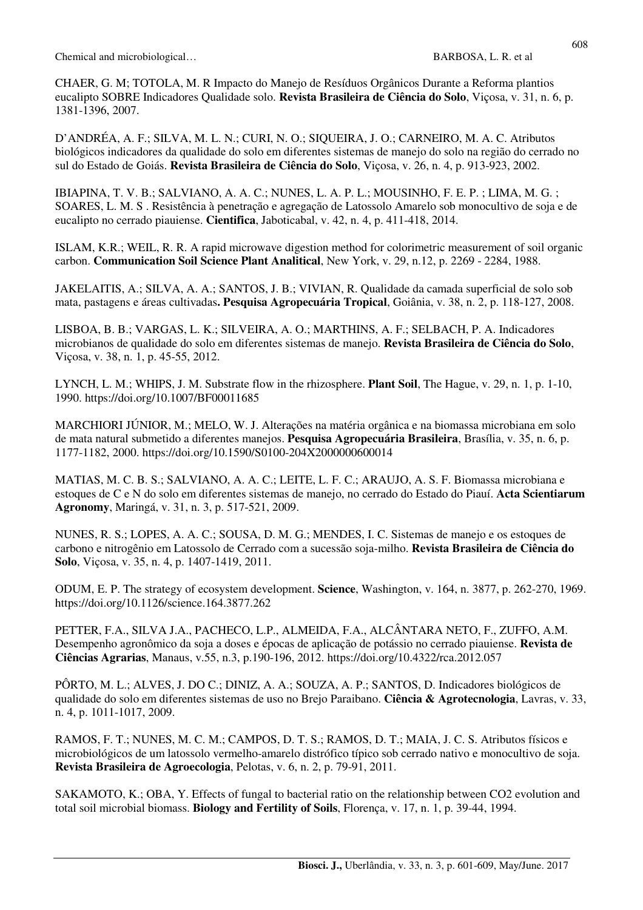CHAER, G. M; TOTOLA, M. R Impacto do Manejo de Resíduos Orgânicos Durante a Reforma plantios eucalipto SOBRE Indicadores Qualidade solo. **Revista Brasileira de Ciência do Solo**, Viçosa, v. 31, n. 6, p. 1381-1396, 2007.

D'ANDRÉA, A. F.; SILVA, M. L. N.; CURI, N. O.; SIQUEIRA, J. O.; CARNEIRO, M. A. C. Atributos biológicos indicadores da qualidade do solo em diferentes sistemas de manejo do solo na região do cerrado no sul do Estado de Goiás. **Revista Brasileira de Ciência do Solo**, Viçosa, v. 26, n. 4, p. 913-923, 2002.

IBIAPINA, T. V. B.; SALVIANO, A. A. C.; NUNES, L. A. P. L.; MOUSINHO, F. E. P. ; LIMA, M. G. ; SOARES, L. M. S . Resistência à penetração e agregação de Latossolo Amarelo sob monocultivo de soja e de eucalipto no cerrado piauiense. **Cientifica**, Jaboticabal, v. 42, n. 4, p. 411-418, 2014.

ISLAM, K.R.; WEIL, R. R. A rapid microwave digestion method for colorimetric measurement of soil organic carbon. **Communication Soil Science Plant Analitical**, New York, v. 29, n.12, p. 2269 - 2284, 1988.

JAKELAITIS, A.; SILVA, A. A.; SANTOS, J. B.; VIVIAN, R. Qualidade da camada superficial de solo sob mata, pastagens e áreas cultivadas**. Pesquisa Agropecuária Tropical**, Goiânia, v. 38, n. 2, p. 118-127, 2008.

LISBOA, B. B.; VARGAS, L. K.; SILVEIRA, A. O.; MARTHINS, A. F.; SELBACH, P. A. Indicadores microbianos de qualidade do solo em diferentes sistemas de manejo. **Revista Brasileira de Ciência do Solo**, Viçosa, v. 38, n. 1, p. 45-55, 2012.

LYNCH, L. M.; WHIPS, J. M. Substrate flow in the rhizosphere. **Plant Soil**, The Hague, v. 29, n. 1, p. 1-10, 1990. https://doi.org/10.1007/BF00011685

MARCHIORI JÚNIOR, M.; MELO, W. J. Alterações na matéria orgânica e na biomassa microbiana em solo de mata natural submetido a diferentes manejos. **Pesquisa Agropecuária Brasileira**, Brasília, v. 35, n. 6, p. 1177-1182, 2000. https://doi.org/10.1590/S0100-204X2000000600014

MATIAS, M. C. B. S.; SALVIANO, A. A. C.; LEITE, L. F. C.; ARAUJO, A. S. F. Biomassa microbiana e estoques de C e N do solo em diferentes sistemas de manejo, no cerrado do Estado do Piauí. **Acta Scientiarum Agronomy**, Maringá, v. 31, n. 3, p. 517-521, 2009.

NUNES, R. S.; LOPES, A. A. C.; SOUSA, D. M. G.; MENDES, I. C. Sistemas de manejo e os estoques de carbono e nitrogênio em Latossolo de Cerrado com a sucessão soja-milho. **Revista Brasileira de Ciência do Solo**, Viçosa, v. 35, n. 4, p. 1407-1419, 2011.

ODUM, E. P. The strategy of ecosystem development. **Science**, Washington, v. 164, n. 3877, p. 262-270, 1969. https://doi.org/10.1126/science.164.3877.262

PETTER, F.A., SILVA J.A., PACHECO, L.P., ALMEIDA, F.A., ALCÂNTARA NETO, F., ZUFFO, A.M. Desempenho agronômico da soja a doses e épocas de aplicação de potássio no cerrado piauiense. **Revista de Ciências Agrarias**, Manaus, v.55, n.3, p.190-196, 2012. https://doi.org/10.4322/rca.2012.057

PÔRTO, M. L.; ALVES, J. DO C.; DINIZ, A. A.; SOUZA, A. P.; SANTOS, D. Indicadores biológicos de qualidade do solo em diferentes sistemas de uso no Brejo Paraibano. **Ciência & Agrotecnologia**, Lavras, v. 33, n. 4, p. 1011-1017, 2009.

RAMOS, F. T.; NUNES, M. C. M.; CAMPOS, D. T. S.; RAMOS, D. T.; MAIA, J. C. S. Atributos físicos e microbiológicos de um latossolo vermelho-amarelo distrófico típico sob cerrado nativo e monocultivo de soja. **Revista Brasileira de Agroecologia**, Pelotas, v. 6, n. 2, p. 79-91, 2011.

SAKAMOTO, K.; OBA, Y. Effects of fungal to bacterial ratio on the relationship between CO2 evolution and total soil microbial biomass. **Biology and Fertility of Soils**, Florença, v. 17, n. 1, p. 39-44, 1994.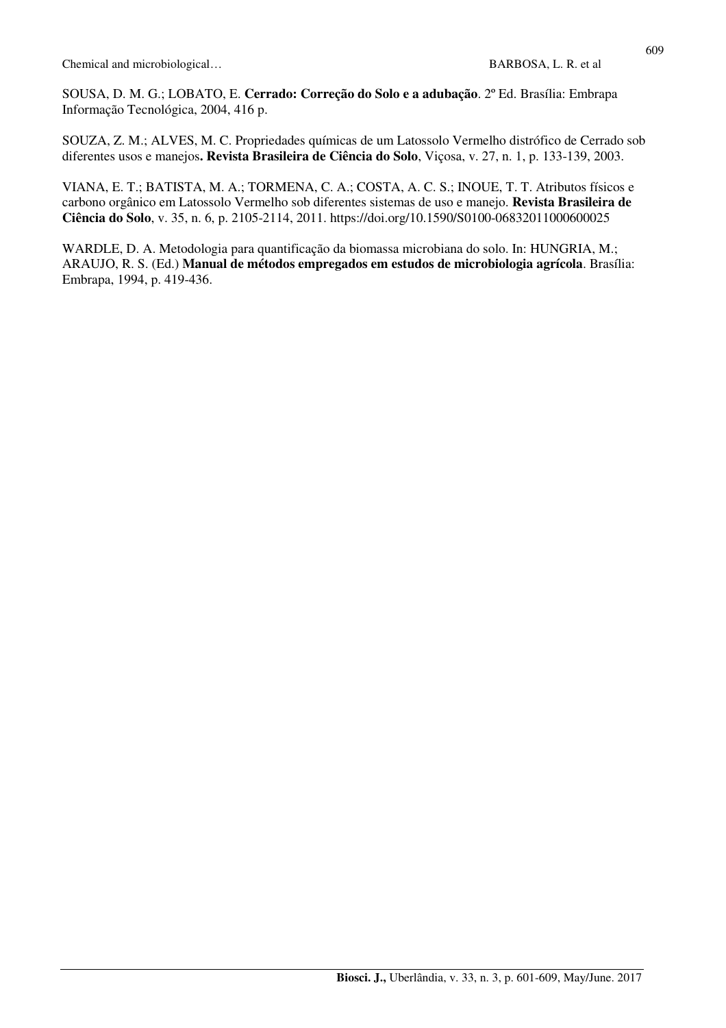SOUSA, D. M. G.; LOBATO, E. **Cerrado: Correção do Solo e a adubação**. 2º Ed. Brasília: Embrapa Informação Tecnológica, 2004, 416 p.

SOUZA, Z. M.; ALVES, M. C. Propriedades químicas de um Latossolo Vermelho distrófico de Cerrado sob diferentes usos e manejos**. Revista Brasileira de Ciência do Solo**, Viçosa, v. 27, n. 1, p. 133-139, 2003.

VIANA, E. T.; BATISTA, M. A.; TORMENA, C. A.; COSTA, A. C. S.; INOUE, T. T. Atributos físicos e carbono orgânico em Latossolo Vermelho sob diferentes sistemas de uso e manejo. **Revista Brasileira de Ciência do Solo**, v. 35, n. 6, p. 2105-2114, 2011. https://doi.org/10.1590/S0100-06832011000600025

WARDLE, D. A. Metodologia para quantificação da biomassa microbiana do solo. In: HUNGRIA, M.; ARAUJO, R. S. (Ed.) **Manual de métodos empregados em estudos de microbiologia agrícola**. Brasília: Embrapa, 1994, p. 419-436.